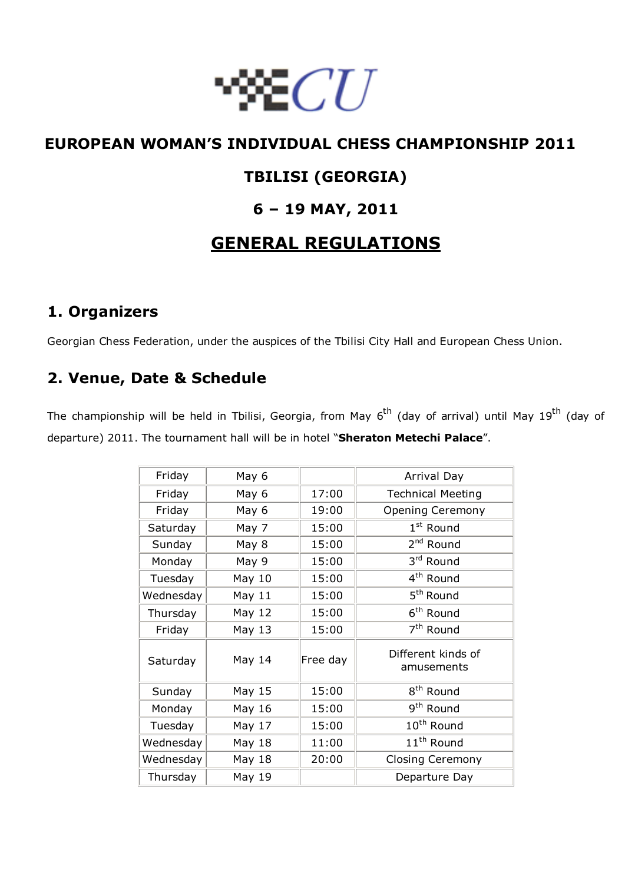# EUROPEAN WOMAN'S INDIVIDUAL CHESS CHAMPIONSHIP 2011

# TBILISI (GEORGIA)

# 6 – 19 MAY, 2011

# GENERAL REGULATIONS

## 1. Organizers

Georgian Chess Federation, under the auspices of the Tbilisi City Hall and European Chess Union.

## 2. Venue, Date & Schedule

The championship will be held in Tbilisi, Georgia, from May 6th (day of arrival) until May 19th (day of departure) 2011. The tournament hall will be in hotel "**Sheraton Metechi Palace**".

| | | | |
|---|---|---|---|
| Friday | May 6 | | Arrival Day |
| Friday | May 6 | 17:00 | Technical Meeting |
| Friday | May 6 | 19:00 | Opening Ceremony |
| Saturday | May 7 | 15:00 | 1st Round |
| Sunday | May 8 | 15:00 | 2nd Round |
| Monday | May 9 | 15:00 | 3rd Round |
| Tuesday | May 10 | 15:00 | 4th Round |
| Wednesday | May 11 | 15:00 | 5th Round |
| Thursday | May 12 | 15:00 | 6th Round |
| Friday | May 13 | 15:00 | 7th Round |
| Saturday | May 14 | Free day | Different kinds of amusements |
| Sunday | May 15 | 15:00 | 8th Round |
| Monday | May 16 | 15:00 | 9th Round |
| Tuesday | May 17 | 15:00 | 10th Round |
| Wednesday | May 18 | 11:00 | 11th Round |
| Wednesday | May 18 | 20:00 | Closing Ceremony |
| Thursday | May 19 | | Departure Day |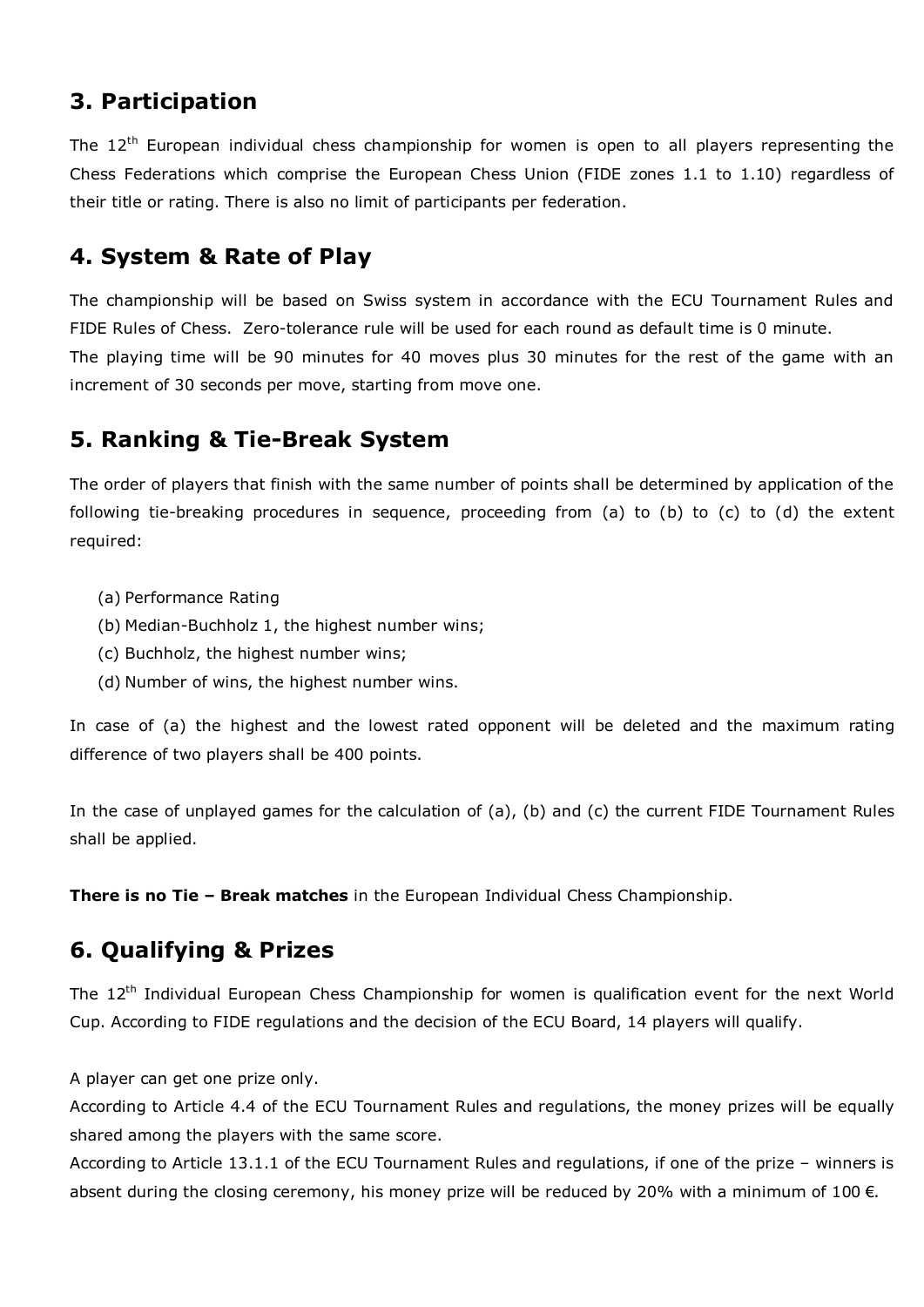## 3. Participation

The 12th European individual chess championship for women is open to all players representing the Chess Federations which comprise the European Chess Union (FIDE zones 1.1 to 1.10) regardless of their title or rating. There is also no limit of participants per federation.

## 4. System & Rate of Play

The championship will be based on Swiss system in accordance with the ECU Tournament Rules and FIDE Rules of Chess. Zero-tolerance rule will be used for each round as default time is 0 minute.
The playing time will be 90 minutes for 40 moves plus 30 minutes for the rest of the game with an increment of 30 seconds per move, starting from move one.

## 5. Ranking & Tie-Break System

The order of players that finish with the same number of points shall be determined by application of the following tie-breaking procedures in sequence, proceeding from (a) to (b) to (c) to (d) the extent required:

(a) Performance Rating
(b) Median-Buchholz 1, the highest number wins;
(c) Buchholz, the highest number wins;
(d) Number of wins, the highest number wins.

In case of (a) the highest and the lowest rated opponent will be deleted and the maximum rating difference of two players shall be 400 points.

In the case of unplayed games for the calculation of (a), (b) and (c) the current FIDE Tournament Rules shall be applied.

**There is no Tie – Break matches** in the European Individual Chess Championship.

## 6. Qualifying & Prizes

The 12th Individual European Chess Championship for women is qualification event for the next World Cup. According to FIDE regulations and the decision of the ECU Board, 14 players will qualify.

A player can get one prize only.
According to Article 4.4 of the ECU Tournament Rules and regulations, the money prizes will be equally shared among the players with the same score.
According to Article 13.1.1 of the ECU Tournament Rules and regulations, if one of the prize – winners is absent during the closing ceremony, his money prize will be reduced by 20% with a minimum of 100 €.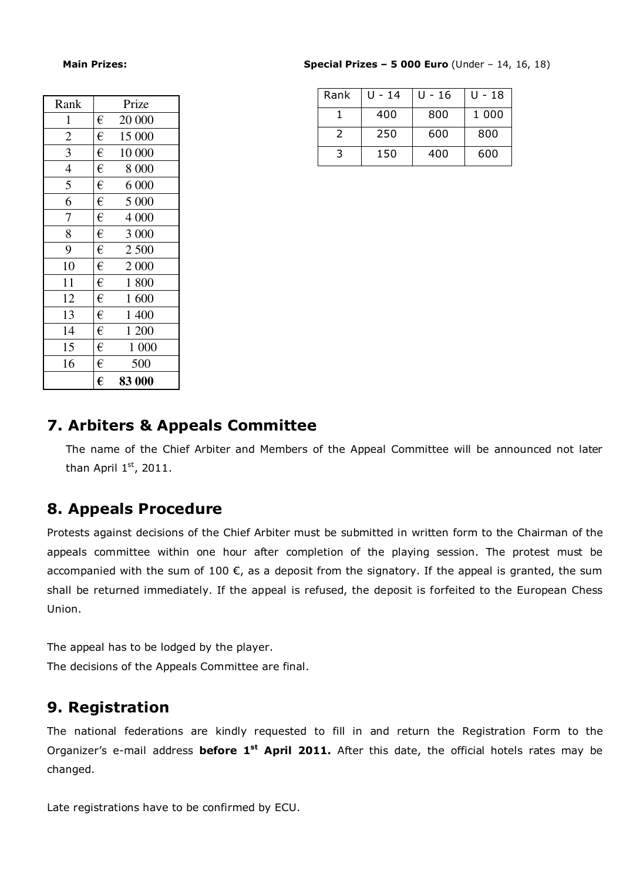**Main Prizes:**

| Rank | Prize |
|---|---|
| 1 | € 20 000 |
| 2 | € 15 000 |
| 3 | € 10 000 |
| 4 | € 8 000 |
| 5 | € 6 000 |
| 6 | € 5 000 |
| 7 | € 4 000 |
| 8 | € 3 000 |
| 9 | € 2 500 |
| 10 | € 2 000 |
| 11 | € 1 800 |
| 12 | € 1 600 |
| 13 | € 1 400 |
| 14 | € 1 200 |
| 15 | € 1 000 |
| 16 | € 500 |
| | **€ 83 000** |

**Special Prizes – 5 000 Euro** (Under – 14, 16, 18)

| Rank | U - 14 | U - 16 | U - 18 |
|---|---|---|---|
| 1 | 400 | 800 | 1 000 |
| 2 | 250 | 600 | 800 |
| 3 | 150 | 400 | 600 |

## 7. Arbiters & Appeals Committee

The name of the Chief Arbiter and Members of the Appeal Committee will be announced not later than April 1st, 2011.

## 8. Appeals Procedure

Protests against decisions of the Chief Arbiter must be submitted in written form to the Chairman of the appeals committee within one hour after completion of the playing session. The protest must be accompanied with the sum of 100 €, as a deposit from the signatory. If the appeal is granted, the sum shall be returned immediately. If the appeal is refused, the deposit is forfeited to the European Chess Union.

The appeal has to be lodged by the player.
The decisions of the Appeals Committee are final.

## 9. Registration

The national federations are kindly requested to fill in and return the Registration Form to the Organizer's e-mail address **before 1st April 2011.** After this date, the official hotels rates may be changed.

Late registrations have to be confirmed by ECU.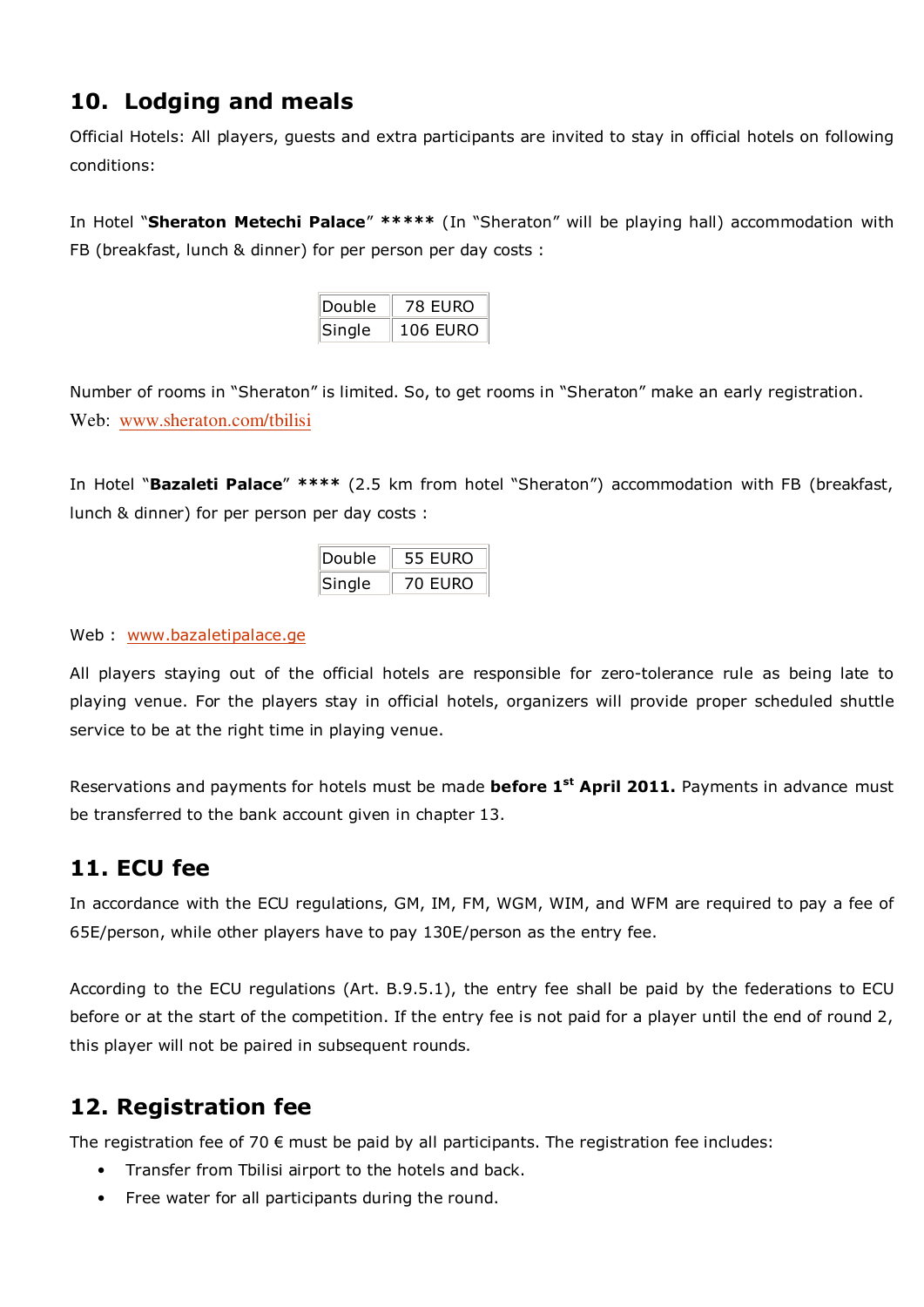## 10. Lodging and meals

Official Hotels: All players, guests and extra participants are invited to stay in official hotels on following conditions:

In Hotel "**Sheraton Metechi Palace**" ***** (In "Sheraton" will be playing hall) accommodation with FB (breakfast, lunch & dinner) for per person per day costs :

| Double | 78 EURO |
|---|---|
| Single | 106 EURO |

Number of rooms in "Sheraton" is limited. So, to get rooms in "Sheraton" make an early registration.
Web: www.sheraton.com/tbilisi

In Hotel "**Bazaleti Palace**" **** (2.5 km from hotel "Sheraton") accommodation with FB (breakfast, lunch & dinner) for per person per day costs :

| Double | 55 EURO |
|---|---|
| Single | 70 EURO |

Web : www.bazaletipalace.ge

All players staying out of the official hotels are responsible for zero-tolerance rule as being late to playing venue. For the players stay in official hotels, organizers will provide proper scheduled shuttle service to be at the right time in playing venue.

Reservations and payments for hotels must be made **before 1st April 2011.** Payments in advance must be transferred to the bank account given in chapter 13.

## 11. ECU fee

In accordance with the ECU regulations, GM, IM, FM, WGM, WIM, and WFM are required to pay a fee of 65E/person, while other players have to pay 130E/person as the entry fee.

According to the ECU regulations (Art. B.9.5.1), the entry fee shall be paid by the federations to ECU before or at the start of the competition. If the entry fee is not paid for a player until the end of round 2, this player will not be paired in subsequent rounds.

## 12. Registration fee

The registration fee of 70 € must be paid by all participants. The registration fee includes:

- Transfer from Tbilisi airport to the hotels and back.
- Free water for all participants during the round.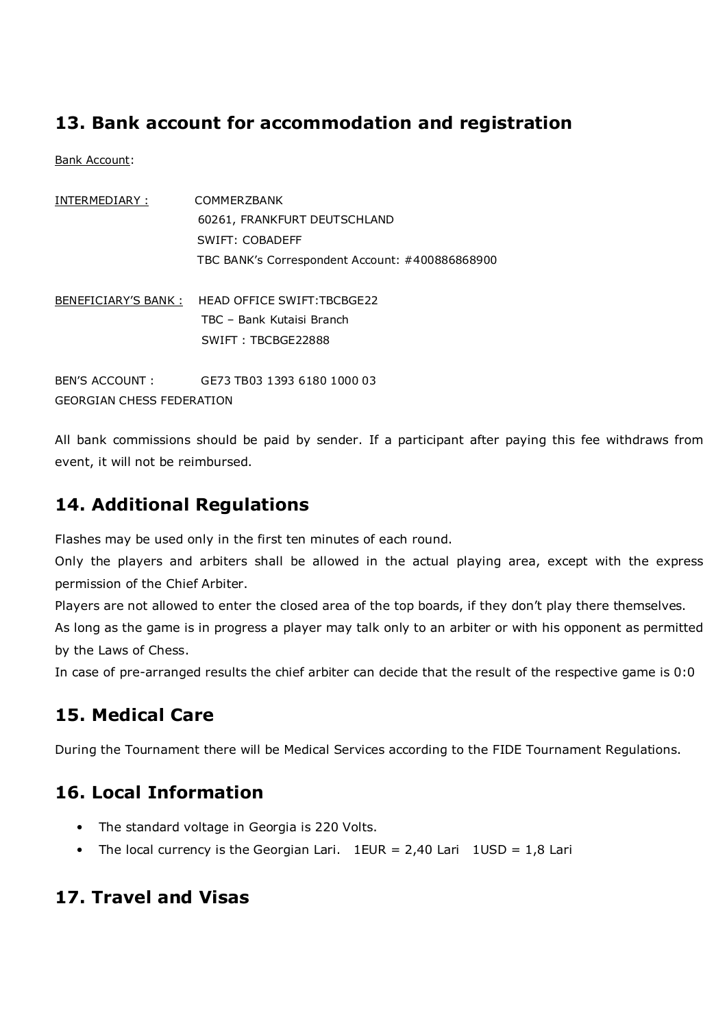## 13. Bank account for accommodation and registration

Bank Account:

INTERMEDIARY : COMMERZBANK
60261, FRANKFURT DEUTSCHLAND
SWIFT: COBADEFF
TBC BANK's Correspondent Account: #400886868900

BENEFICIARY'S BANK : HEAD OFFICE SWIFT:TBCBGE22
TBC – Bank Kutaisi Branch
SWIFT : TBCBGE22888

BEN'S ACCOUNT : GE73 TB03 1393 6180 1000 03
GEORGIAN CHESS FEDERATION

All bank commissions should be paid by sender. If a participant after paying this fee withdraws from event, it will not be reimbursed.

## 14. Additional Regulations

Flashes may be used only in the first ten minutes of each round.
Only the players and arbiters shall be allowed in the actual playing area, except with the express permission of the Chief Arbiter.
Players are not allowed to enter the closed area of the top boards, if they don't play there themselves.
As long as the game is in progress a player may talk only to an arbiter or with his opponent as permitted by the Laws of Chess.
In case of pre-arranged results the chief arbiter can decide that the result of the respective game is 0:0

## 15. Medical Care

During the Tournament there will be Medical Services according to the FIDE Tournament Regulations.

## 16. Local Information

- The standard voltage in Georgia is 220 Volts.
- The local currency is the Georgian Lari. 1EUR = 2,40 Lari 1USD = 1,8 Lari

## 17. Travel and Visas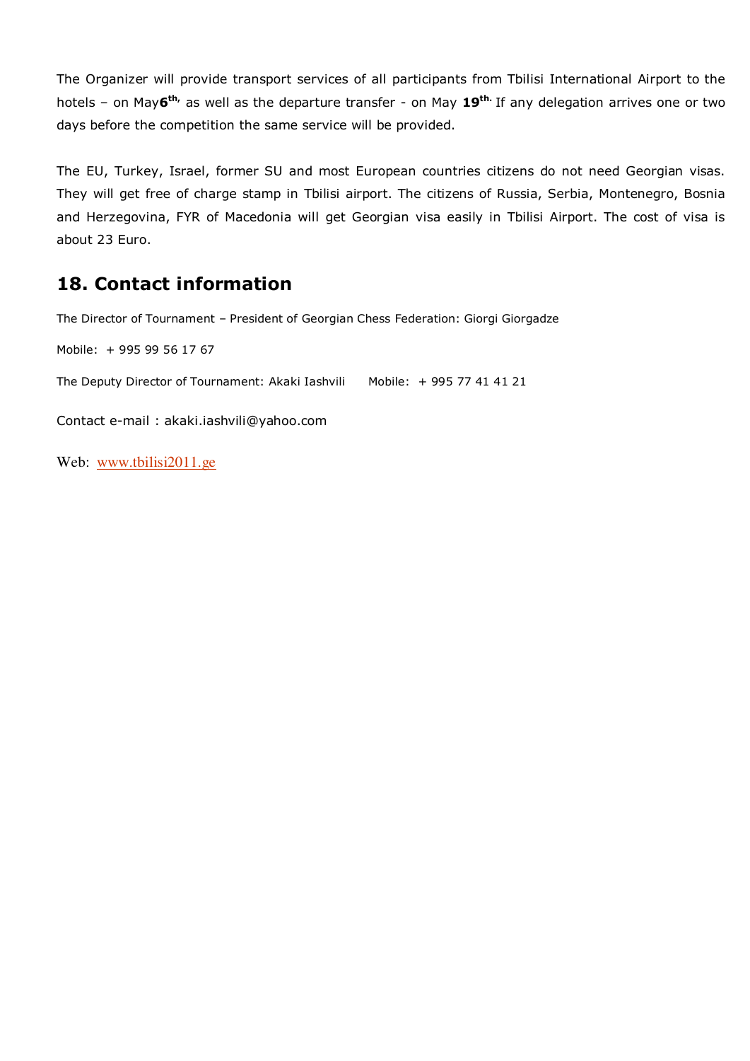The Organizer will provide transport services of all participants from Tbilisi International Airport to the hotels – on May**6**th**,** as well as the departure transfer - on May **19**th. If any delegation arrives one or two days before the competition the same service will be provided.

The EU, Turkey, Israel, former SU and most European countries citizens do not need Georgian visas. They will get free of charge stamp in Tbilisi airport. The citizens of Russia, Serbia, Montenegro, Bosnia and Herzegovina, FYR of Macedonia will get Georgian visa easily in Tbilisi Airport. The cost of visa is about 23 Euro.

## 18. Contact information

The Director of Tournament – President of Georgian Chess Federation: Giorgi Giorgadze

Mobile: + 995 99 56 17 67

The Deputy Director of Tournament: Akaki Iashvili    Mobile: + 995 77 41 41 21

Contact e-mail : akaki.iashvili@yahoo.com

Web: www.tbilisi2011.ge